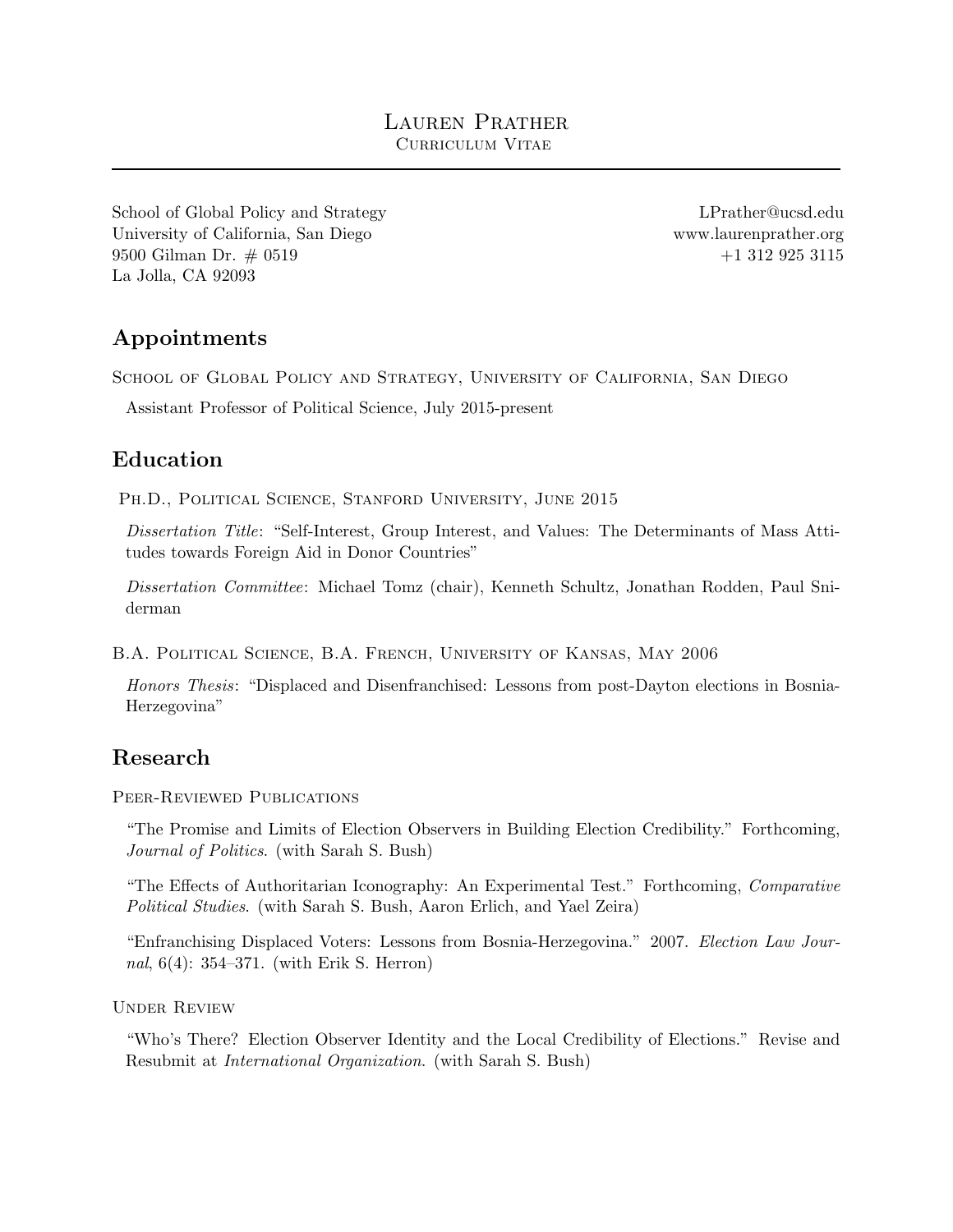# Lauren Prather

Curriculum Vitae

School of Global Policy and Strategy
University of California, San Diego
9500 Gilman Dr. # 0519
La Jolla, CA 92093

LPrather@ucsd.edu
www.laurenprather.org
+1 312 925 3115

## Appointments

School of Global Policy and Strategy, University of California, San Diego

Assistant Professor of Political Science, July 2015-present

## Education

Ph.D., Political Science, Stanford University, June 2015

*Dissertation Title*: "Self-Interest, Group Interest, and Values: The Determinants of Mass Attitudes towards Foreign Aid in Donor Countries"

*Dissertation Committee*: Michael Tomz (chair), Kenneth Schultz, Jonathan Rodden, Paul Sniderman

B.A. Political Science, B.A. French, University of Kansas, May 2006

*Honors Thesis*: "Displaced and Disenfranchised: Lessons from post-Dayton elections in Bosnia-Herzegovina"

## Research

### Peer-Reviewed Publications

"The Promise and Limits of Election Observers in Building Election Credibility." Forthcoming, *Journal of Politics*. (with Sarah S. Bush)

"The Effects of Authoritarian Iconography: An Experimental Test." Forthcoming, *Comparative Political Studies*. (with Sarah S. Bush, Aaron Erlich, and Yael Zeira)

"Enfranchising Displaced Voters: Lessons from Bosnia-Herzegovina." 2007. *Election Law Journal*, 6(4): 354–371. (with Erik S. Herron)

### Under Review

"Who's There? Election Observer Identity and the Local Credibility of Elections." Revise and Resubmit at *International Organization.* (with Sarah S. Bush)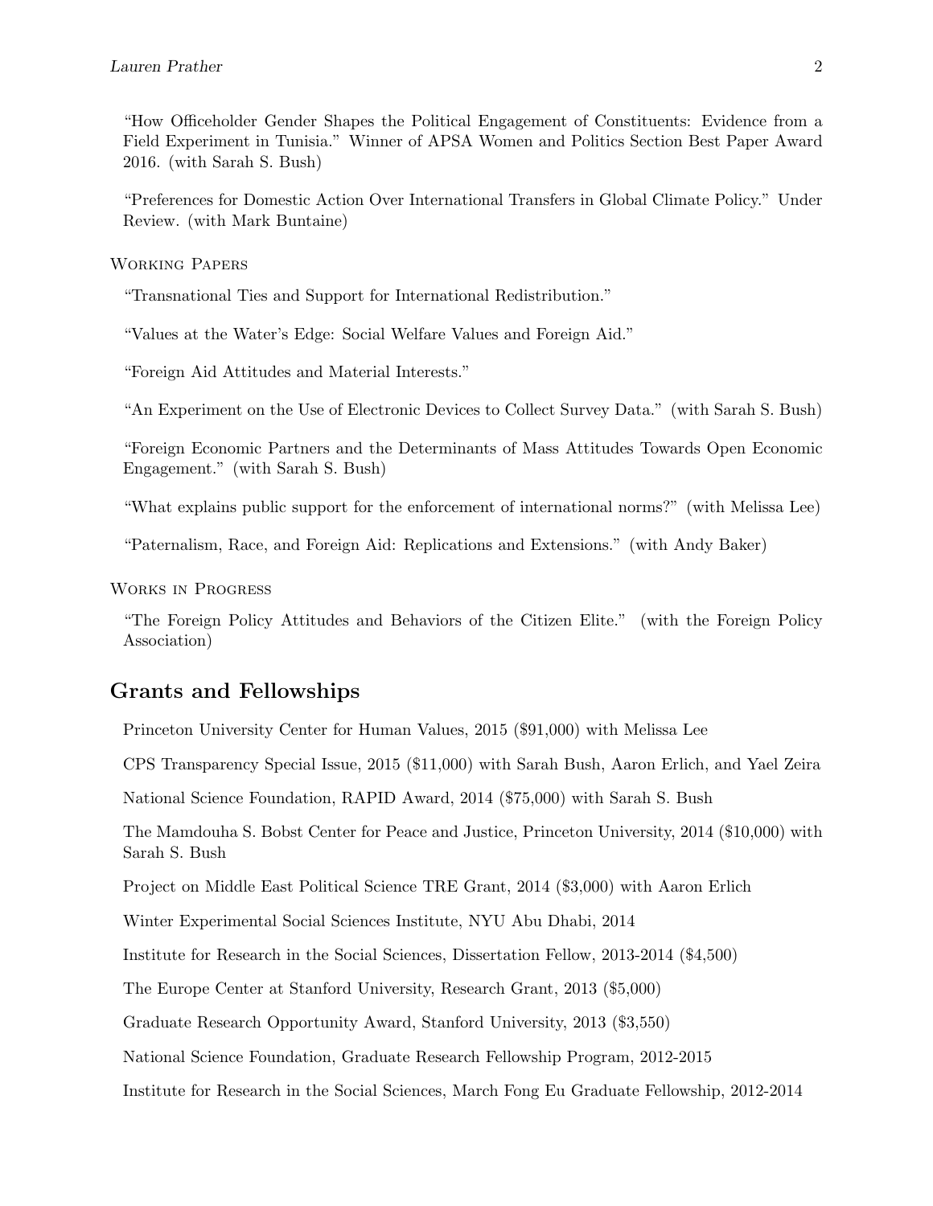"How Officeholder Gender Shapes the Political Engagement of Constituents: Evidence from a Field Experiment in Tunisia." Winner of APSA Women and Politics Section Best Paper Award 2016. (with Sarah S. Bush)

"Preferences for Domestic Action Over International Transfers in Global Climate Policy." Under Review. (with Mark Buntaine)

### Working Papers

"Transnational Ties and Support for International Redistribution."

"Values at the Water's Edge: Social Welfare Values and Foreign Aid."

"Foreign Aid Attitudes and Material Interests."

"An Experiment on the Use of Electronic Devices to Collect Survey Data." (with Sarah S. Bush)

"Foreign Economic Partners and the Determinants of Mass Attitudes Towards Open Economic Engagement." (with Sarah S. Bush)

"What explains public support for the enforcement of international norms?" (with Melissa Lee)

"Paternalism, Race, and Foreign Aid: Replications and Extensions." (with Andy Baker)

### Works in Progress

"The Foreign Policy Attitudes and Behaviors of the Citizen Elite." (with the Foreign Policy Association)

## Grants and Fellowships

Princeton University Center for Human Values, 2015 ($91,000) with Melissa Lee

CPS Transparency Special Issue, 2015 ($11,000) with Sarah Bush, Aaron Erlich, and Yael Zeira

National Science Foundation, RAPID Award, 2014 ($75,000) with Sarah S. Bush

The Mamdouha S. Bobst Center for Peace and Justice, Princeton University, 2014 ($10,000) with Sarah S. Bush

Project on Middle East Political Science TRE Grant, 2014 ($3,000) with Aaron Erlich

Winter Experimental Social Sciences Institute, NYU Abu Dhabi, 2014

Institute for Research in the Social Sciences, Dissertation Fellow, 2013-2014 ($4,500)

The Europe Center at Stanford University, Research Grant, 2013 ($5,000)

Graduate Research Opportunity Award, Stanford University, 2013 ($3,550)

National Science Foundation, Graduate Research Fellowship Program, 2012-2015

Institute for Research in the Social Sciences, March Fong Eu Graduate Fellowship, 2012-2014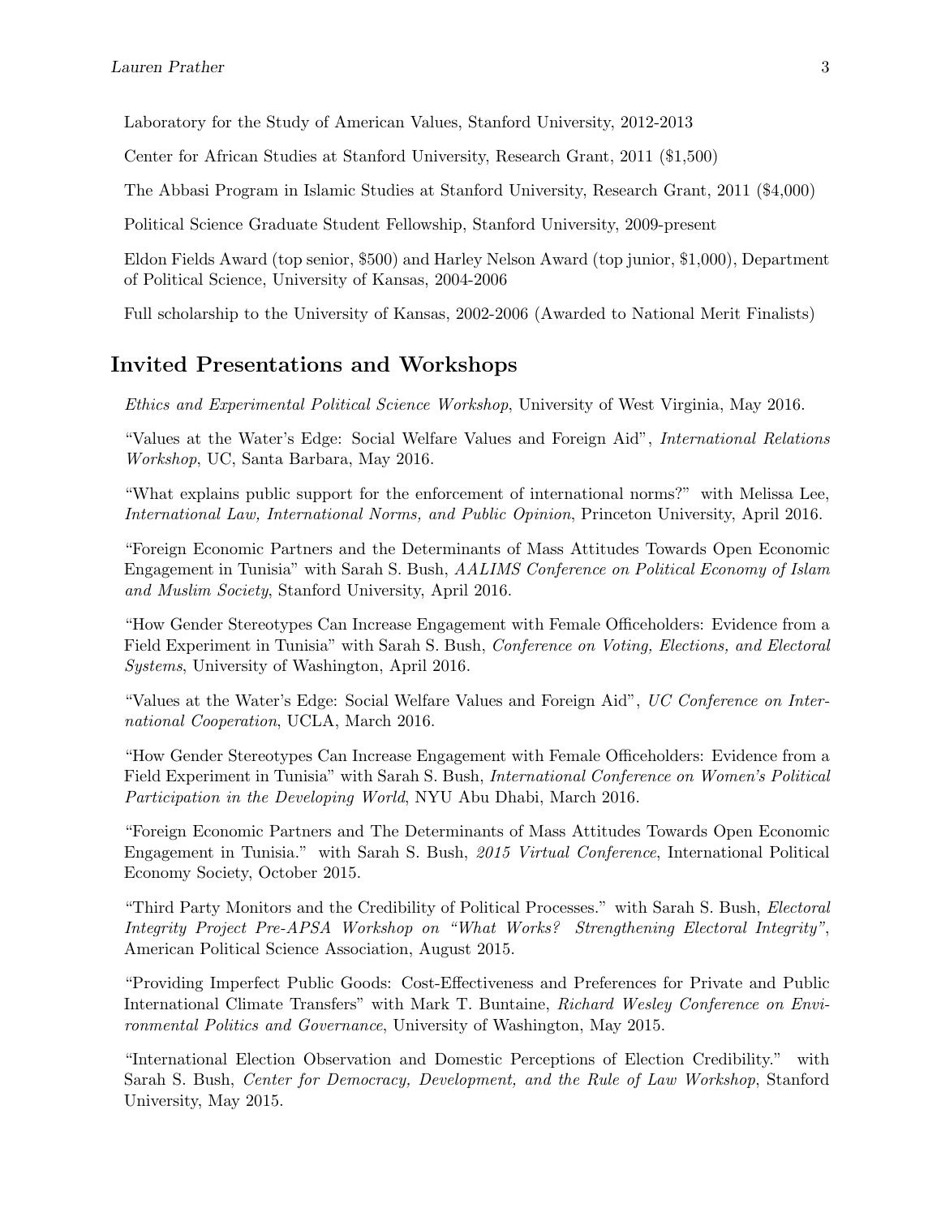Laboratory for the Study of American Values, Stanford University, 2012-2013

Center for African Studies at Stanford University, Research Grant, 2011 ($1,500)

The Abbasi Program in Islamic Studies at Stanford University, Research Grant, 2011 ($4,000)

Political Science Graduate Student Fellowship, Stanford University, 2009-present

Eldon Fields Award (top senior, $500) and Harley Nelson Award (top junior, $1,000), Department of Political Science, University of Kansas, 2004-2006

Full scholarship to the University of Kansas, 2002-2006 (Awarded to National Merit Finalists)

## Invited Presentations and Workshops

*Ethics and Experimental Political Science Workshop*, University of West Virginia, May 2016.

"Values at the Water's Edge: Social Welfare Values and Foreign Aid", *International Relations Workshop*, UC, Santa Barbara, May 2016.

"What explains public support for the enforcement of international norms?" with Melissa Lee, *International Law, International Norms, and Public Opinion*, Princeton University, April 2016.

"Foreign Economic Partners and the Determinants of Mass Attitudes Towards Open Economic Engagement in Tunisia" with Sarah S. Bush, *AALIMS Conference on Political Economy of Islam and Muslim Society*, Stanford University, April 2016.

"How Gender Stereotypes Can Increase Engagement with Female Officeholders: Evidence from a Field Experiment in Tunisia" with Sarah S. Bush, *Conference on Voting, Elections, and Electoral Systems*, University of Washington, April 2016.

"Values at the Water's Edge: Social Welfare Values and Foreign Aid", *UC Conference on International Cooperation*, UCLA, March 2016.

"How Gender Stereotypes Can Increase Engagement with Female Officeholders: Evidence from a Field Experiment in Tunisia" with Sarah S. Bush, *International Conference on Women's Political Participation in the Developing World*, NYU Abu Dhabi, March 2016.

"Foreign Economic Partners and The Determinants of Mass Attitudes Towards Open Economic Engagement in Tunisia." with Sarah S. Bush, *2015 Virtual Conference*, International Political Economy Society, October 2015.

"Third Party Monitors and the Credibility of Political Processes." with Sarah S. Bush, *Electoral Integrity Project Pre-APSA Workshop on "What Works? Strengthening Electoral Integrity"*, American Political Science Association, August 2015.

"Providing Imperfect Public Goods: Cost-Effectiveness and Preferences for Private and Public International Climate Transfers" with Mark T. Buntaine, *Richard Wesley Conference on Environmental Politics and Governance*, University of Washington, May 2015.

"International Election Observation and Domestic Perceptions of Election Credibility." with Sarah S. Bush, *Center for Democracy, Development, and the Rule of Law Workshop*, Stanford University, May 2015.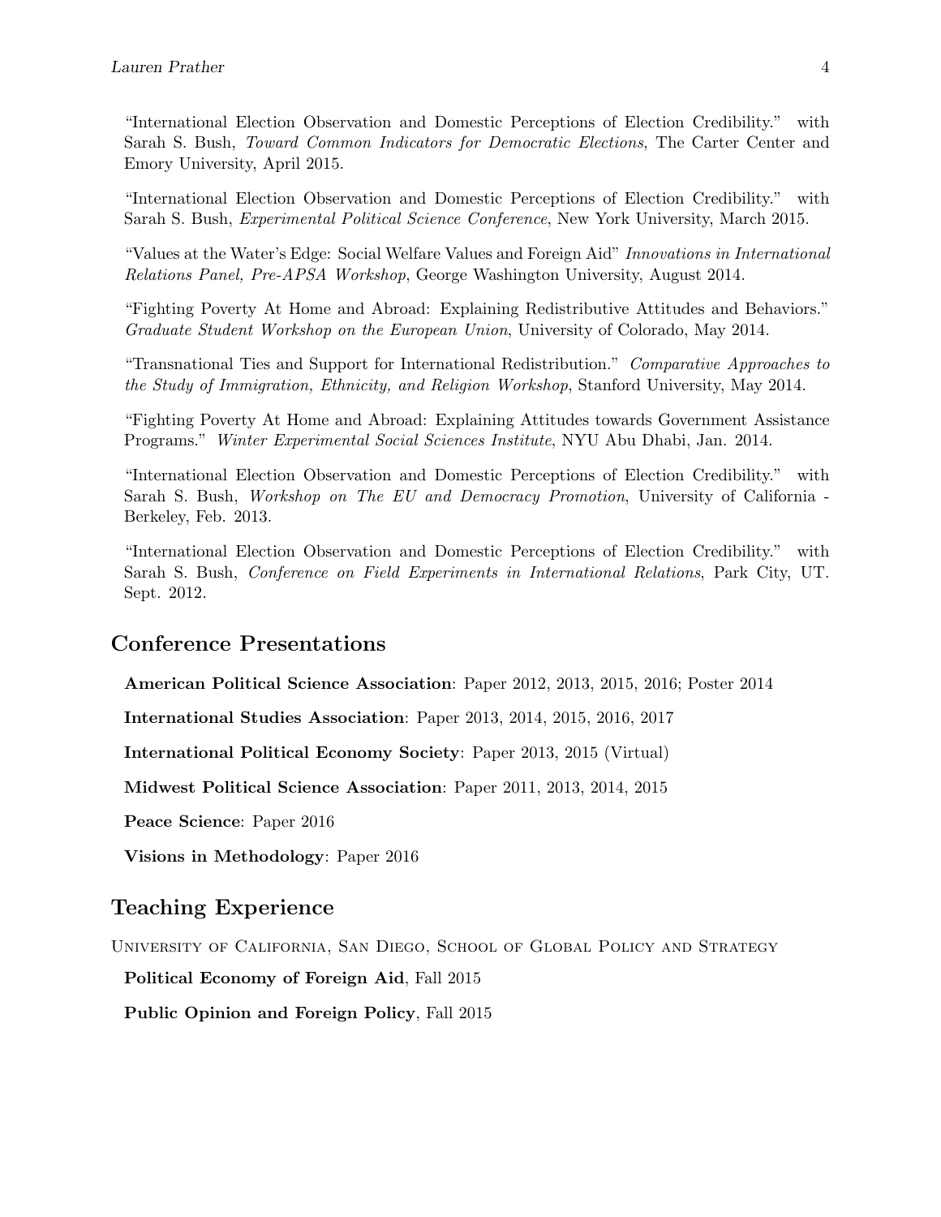"International Election Observation and Domestic Perceptions of Election Credibility." with Sarah S. Bush, *Toward Common Indicators for Democratic Elections*, The Carter Center and Emory University, April 2015.

"International Election Observation and Domestic Perceptions of Election Credibility." with Sarah S. Bush, *Experimental Political Science Conference*, New York University, March 2015.

"Values at the Water's Edge: Social Welfare Values and Foreign Aid" *Innovations in International Relations Panel, Pre-APSA Workshop*, George Washington University, August 2014.

"Fighting Poverty At Home and Abroad: Explaining Redistributive Attitudes and Behaviors." *Graduate Student Workshop on the European Union*, University of Colorado, May 2014.

"Transnational Ties and Support for International Redistribution." *Comparative Approaches to the Study of Immigration, Ethnicity, and Religion Workshop*, Stanford University, May 2014.

"Fighting Poverty At Home and Abroad: Explaining Attitudes towards Government Assistance Programs." *Winter Experimental Social Sciences Institute*, NYU Abu Dhabi, Jan. 2014.

"International Election Observation and Domestic Perceptions of Election Credibility." with Sarah S. Bush, *Workshop on The EU and Democracy Promotion*, University of California - Berkeley, Feb. 2013.

"International Election Observation and Domestic Perceptions of Election Credibility." with Sarah S. Bush, *Conference on Field Experiments in International Relations*, Park City, UT. Sept. 2012.

## Conference Presentations

**American Political Science Association**: Paper 2012, 2013, 2015, 2016; Poster 2014

**International Studies Association**: Paper 2013, 2014, 2015, 2016, 2017

**International Political Economy Society**: Paper 2013, 2015 (Virtual)

**Midwest Political Science Association**: Paper 2011, 2013, 2014, 2015

**Peace Science**: Paper 2016

**Visions in Methodology**: Paper 2016

## Teaching Experience

University of California, San Diego, School of Global Policy and Strategy

**Political Economy of Foreign Aid**, Fall 2015

**Public Opinion and Foreign Policy**, Fall 2015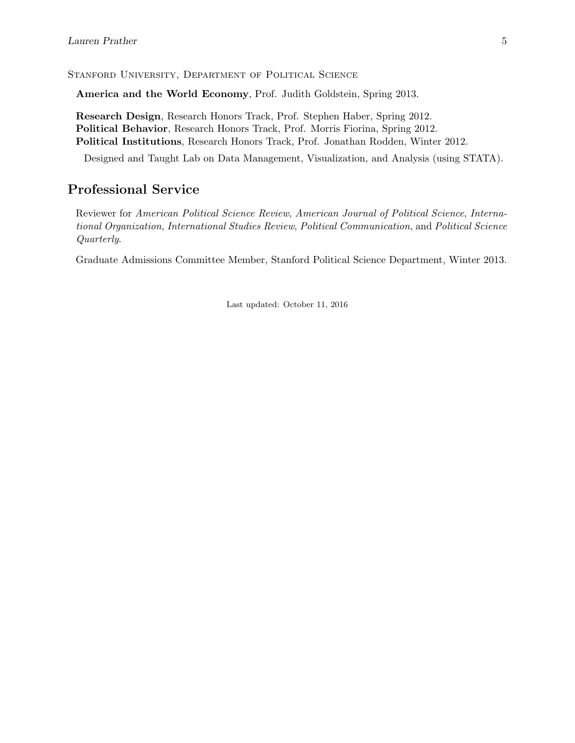Stanford University, Department of Political Science

**America and the World Economy**, Prof. Judith Goldstein, Spring 2013.

**Research Design**, Research Honors Track, Prof. Stephen Haber, Spring 2012.
**Political Behavior**, Research Honors Track, Prof. Morris Fiorina, Spring 2012.
**Political Institutions**, Research Honors Track, Prof. Jonathan Rodden, Winter 2012.

Designed and Taught Lab on Data Management, Visualization, and Analysis (using STATA).

## Professional Service

Reviewer for *American Political Science Review*, *American Journal of Political Science*, *International Organization*, *International Studies Review*, *Political Communication*, and *Political Science Quarterly*.

Graduate Admissions Committee Member, Stanford Political Science Department, Winter 2013.

Last updated: October 11, 2016